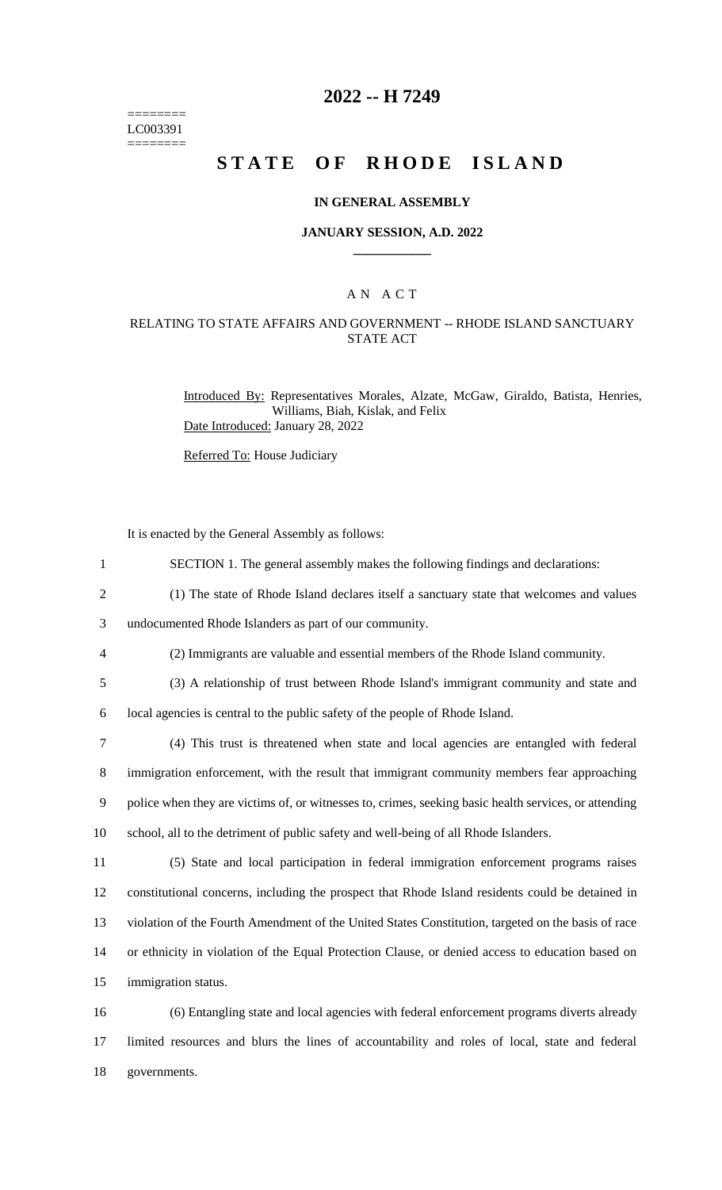========
LC003391
========

# 2022 -- H 7249

# STATE OF RHODE ISLAND

### IN GENERAL ASSEMBLY

### JANUARY SESSION, A.D. 2022

## A N A C T

### RELATING TO STATE AFFAIRS AND GOVERNMENT -- RHODE ISLAND SANCTUARY STATE ACT

Introduced By: Representatives Morales, Alzate, McGaw, Giraldo, Batista, Henries, Williams, Biah, Kislak, and Felix
Date Introduced: January 28, 2022

Referred To: House Judiciary

It is enacted by the General Assembly as follows:

1 SECTION 1. The general assembly makes the following findings and declarations:

2 (1) The state of Rhode Island declares itself a sanctuary state that welcomes and values
3 undocumented Rhode Islanders as part of our community.

4 (2) Immigrants are valuable and essential members of the Rhode Island community.

5 (3) A relationship of trust between Rhode Island's immigrant community and state and
6 local agencies is central to the public safety of the people of Rhode Island.

7 (4) This trust is threatened when state and local agencies are entangled with federal
8 immigration enforcement, with the result that immigrant community members fear approaching
9 police when they are victims of, or witnesses to, crimes, seeking basic health services, or attending
10 school, all to the detriment of public safety and well-being of all Rhode Islanders.

11 (5) State and local participation in federal immigration enforcement programs raises
12 constitutional concerns, including the prospect that Rhode Island residents could be detained in
13 violation of the Fourth Amendment of the United States Constitution, targeted on the basis of race
14 or ethnicity in violation of the Equal Protection Clause, or denied access to education based on
15 immigration status.

16 (6) Entangling state and local agencies with federal enforcement programs diverts already
17 limited resources and blurs the lines of accountability and roles of local, state and federal
18 governments.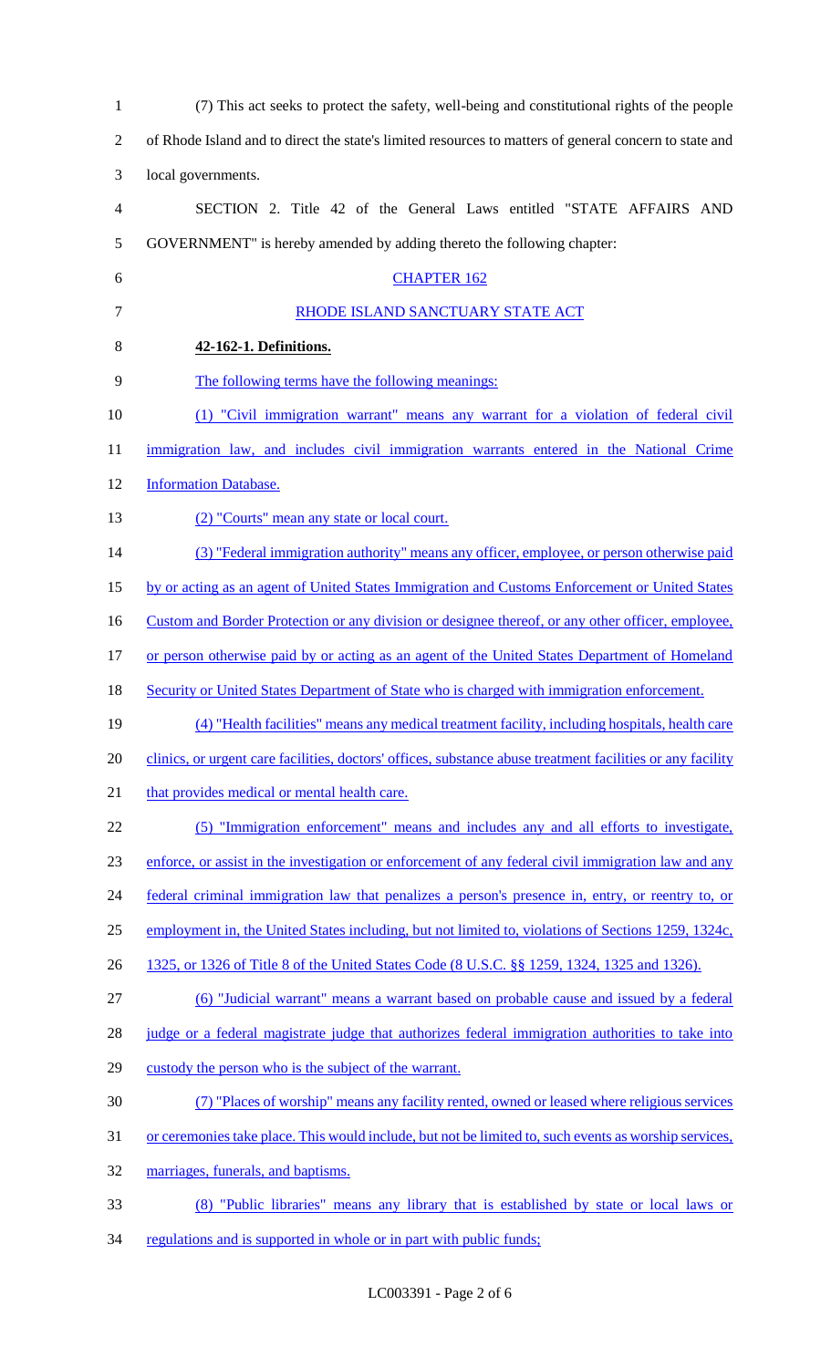(7) This act seeks to protect the safety, well-being and constitutional rights of the people of Rhode Island and to direct the state's limited resources to matters of general concern to state and local governments.

SECTION 2. Title 42 of the General Laws entitled "STATE AFFAIRS AND GOVERNMENT" is hereby amended by adding thereto the following chapter:

CHAPTER 162

RHODE ISLAND SANCTUARY STATE ACT

**42-162-1. Definitions.**

The following terms have the following meanings:

(1) "Civil immigration warrant" means any warrant for a violation of federal civil immigration law, and includes civil immigration warrants entered in the National Crime Information Database.

(2) "Courts" mean any state or local court.

(3) "Federal immigration authority" means any officer, employee, or person otherwise paid by or acting as an agent of United States Immigration and Customs Enforcement or United States Custom and Border Protection or any division or designee thereof, or any other officer, employee, or person otherwise paid by or acting as an agent of the United States Department of Homeland Security or United States Department of State who is charged with immigration enforcement.

(4) "Health facilities" means any medical treatment facility, including hospitals, health care clinics, or urgent care facilities, doctors' offices, substance abuse treatment facilities or any facility that provides medical or mental health care.

(5) "Immigration enforcement" means and includes any and all efforts to investigate, enforce, or assist in the investigation or enforcement of any federal civil immigration law and any federal criminal immigration law that penalizes a person's presence in, entry, or reentry to, or employment in, the United States including, but not limited to, violations of Sections 1259, 1324c, 1325, or 1326 of Title 8 of the United States Code (8 U.S.C. §§ 1259, 1324, 1325 and 1326).

(6) "Judicial warrant" means a warrant based on probable cause and issued by a federal judge or a federal magistrate judge that authorizes federal immigration authorities to take into custody the person who is the subject of the warrant.

(7) "Places of worship" means any facility rented, owned or leased where religious services or ceremonies take place. This would include, but not be limited to, such events as worship services, marriages, funerals, and baptisms.

(8) "Public libraries" means any library that is established by state or local laws or regulations and is supported in whole or in part with public funds;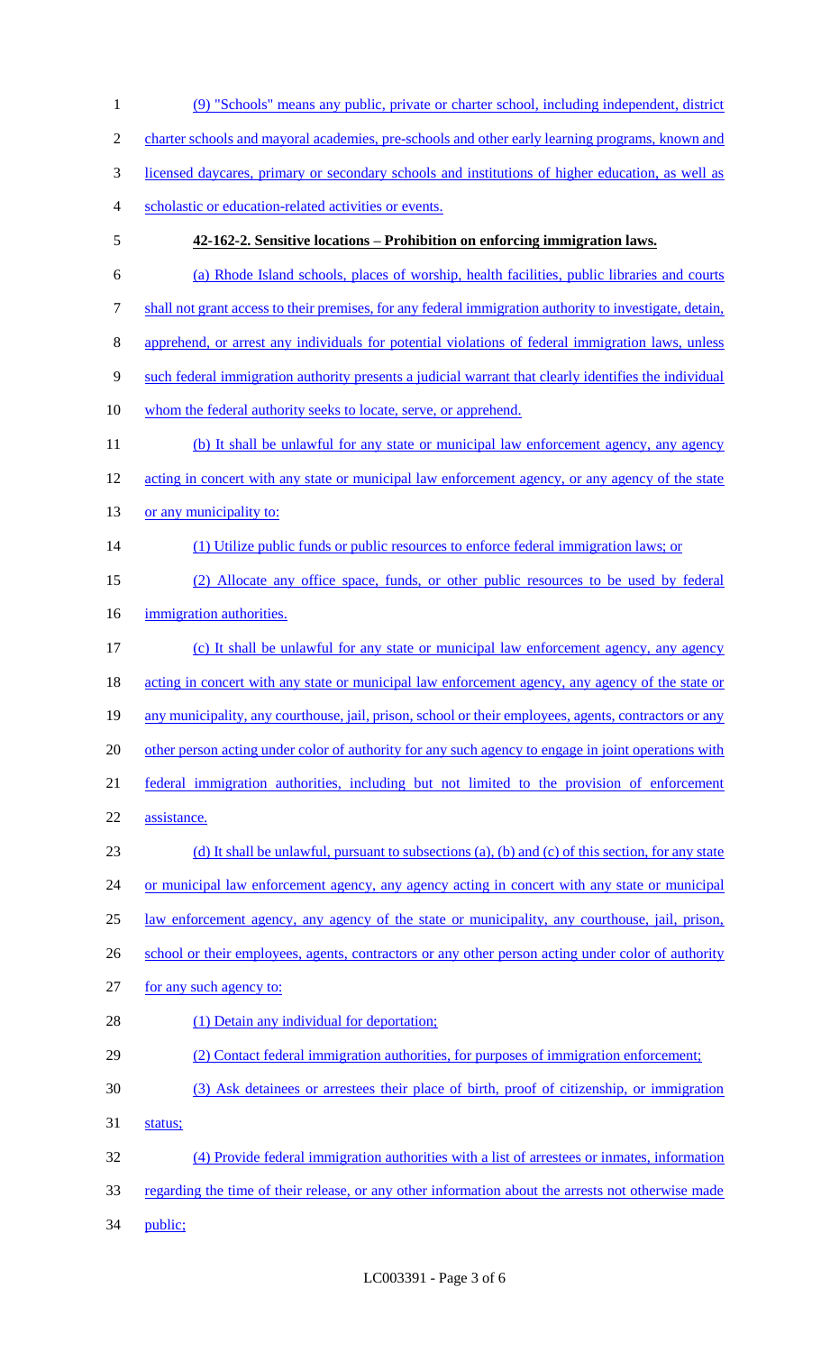(9) "Schools" means any public, private or charter school, including independent, district charter schools and mayoral academies, pre-schools and other early learning programs, known and licensed daycares, primary or secondary schools and institutions of higher education, as well as scholastic or education-related activities or events.

**42-162-2. Sensitive locations – Prohibition on enforcing immigration laws.**

(a) Rhode Island schools, places of worship, health facilities, public libraries and courts shall not grant access to their premises, for any federal immigration authority to investigate, detain, apprehend, or arrest any individuals for potential violations of federal immigration laws, unless such federal immigration authority presents a judicial warrant that clearly identifies the individual whom the federal authority seeks to locate, serve, or apprehend.

(b) It shall be unlawful for any state or municipal law enforcement agency, any agency acting in concert with any state or municipal law enforcement agency, or any agency of the state or any municipality to:

(1) Utilize public funds or public resources to enforce federal immigration laws; or

(2) Allocate any office space, funds, or other public resources to be used by federal immigration authorities.

(c) It shall be unlawful for any state or municipal law enforcement agency, any agency acting in concert with any state or municipal law enforcement agency, any agency of the state or any municipality, any courthouse, jail, prison, school or their employees, agents, contractors or any other person acting under color of authority for any such agency to engage in joint operations with federal immigration authorities, including but not limited to the provision of enforcement assistance.

(d) It shall be unlawful, pursuant to subsections (a), (b) and (c) of this section, for any state or municipal law enforcement agency, any agency acting in concert with any state or municipal law enforcement agency, any agency of the state or municipality, any courthouse, jail, prison, school or their employees, agents, contractors or any other person acting under color of authority for any such agency to:

(1) Detain any individual for deportation;

(2) Contact federal immigration authorities, for purposes of immigration enforcement;

(3) Ask detainees or arrestees their place of birth, proof of citizenship, or immigration status;

(4) Provide federal immigration authorities with a list of arrestees or inmates, information regarding the time of their release, or any other information about the arrests not otherwise made public;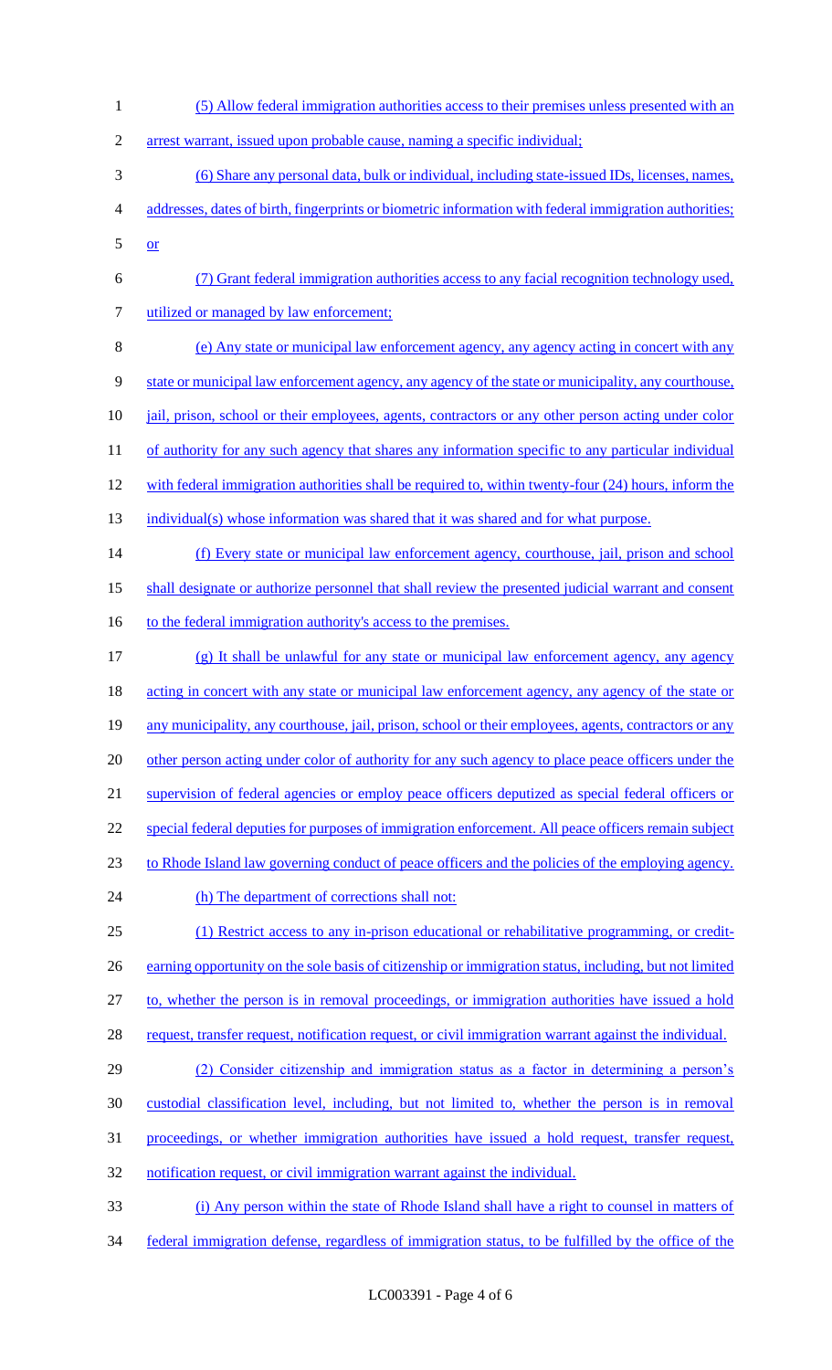(5) Allow federal immigration authorities access to their premises unless presented with an arrest warrant, issued upon probable cause, naming a specific individual;

(6) Share any personal data, bulk or individual, including state-issued IDs, licenses, names, addresses, dates of birth, fingerprints or biometric information with federal immigration authorities; or

(7) Grant federal immigration authorities access to any facial recognition technology used, utilized or managed by law enforcement;

(e) Any state or municipal law enforcement agency, any agency acting in concert with any state or municipal law enforcement agency, any agency of the state or municipality, any courthouse, jail, prison, school or their employees, agents, contractors or any other person acting under color of authority for any such agency that shares any information specific to any particular individual with federal immigration authorities shall be required to, within twenty-four (24) hours, inform the individual(s) whose information was shared that it was shared and for what purpose.

(f) Every state or municipal law enforcement agency, courthouse, jail, prison and school shall designate or authorize personnel that shall review the presented judicial warrant and consent to the federal immigration authority's access to the premises.

(g) It shall be unlawful for any state or municipal law enforcement agency, any agency acting in concert with any state or municipal law enforcement agency, any agency of the state or any municipality, any courthouse, jail, prison, school or their employees, agents, contractors or any other person acting under color of authority for any such agency to place peace officers under the supervision of federal agencies or employ peace officers deputized as special federal officers or special federal deputies for purposes of immigration enforcement. All peace officers remain subject to Rhode Island law governing conduct of peace officers and the policies of the employing agency.

(h) The department of corrections shall not:

(1) Restrict access to any in-prison educational or rehabilitative programming, or credit-earning opportunity on the sole basis of citizenship or immigration status, including, but not limited to, whether the person is in removal proceedings, or immigration authorities have issued a hold request, transfer request, notification request, or civil immigration warrant against the individual.

(2) Consider citizenship and immigration status as a factor in determining a person's custodial classification level, including, but not limited to, whether the person is in removal proceedings, or whether immigration authorities have issued a hold request, transfer request, notification request, or civil immigration warrant against the individual.

(i) Any person within the state of Rhode Island shall have a right to counsel in matters of federal immigration defense, regardless of immigration status, to be fulfilled by the office of the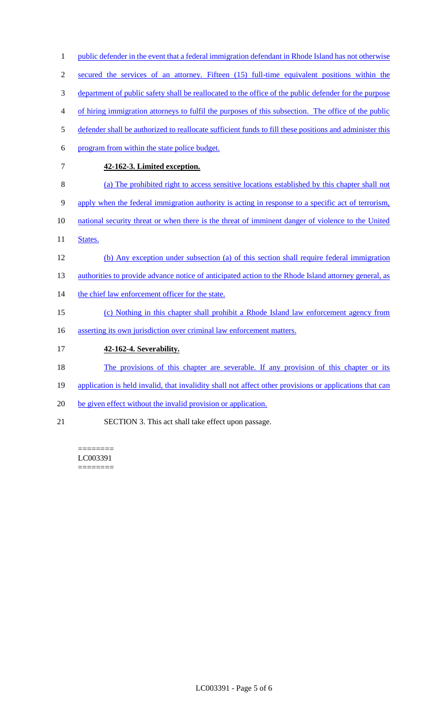public defender in the event that a federal immigration defendant in Rhode Island has not otherwise secured the services of an attorney. Fifteen (15) full-time equivalent positions within the department of public safety shall be reallocated to the office of the public defender for the purpose of hiring immigration attorneys to fulfil the purposes of this subsection. The office of the public defender shall be authorized to reallocate sufficient funds to fill these positions and administer this program from within the state police budget.

**42-162-3. Limited exception.**

(a) The prohibited right to access sensitive locations established by this chapter shall not apply when the federal immigration authority is acting in response to a specific act of terrorism, national security threat or when there is the threat of imminent danger of violence to the United States.

(b) Any exception under subsection (a) of this section shall require federal immigration authorities to provide advance notice of anticipated action to the Rhode Island attorney general, as the chief law enforcement officer for the state.

(c) Nothing in this chapter shall prohibit a Rhode Island law enforcement agency from asserting its own jurisdiction over criminal law enforcement matters.

**42-162-4. Severability.**

The provisions of this chapter are severable. If any provision of this chapter or its application is held invalid, that invalidity shall not affect other provisions or applications that can be given effect without the invalid provision or application.

SECTION 3. This act shall take effect upon passage.

========
LC003391
========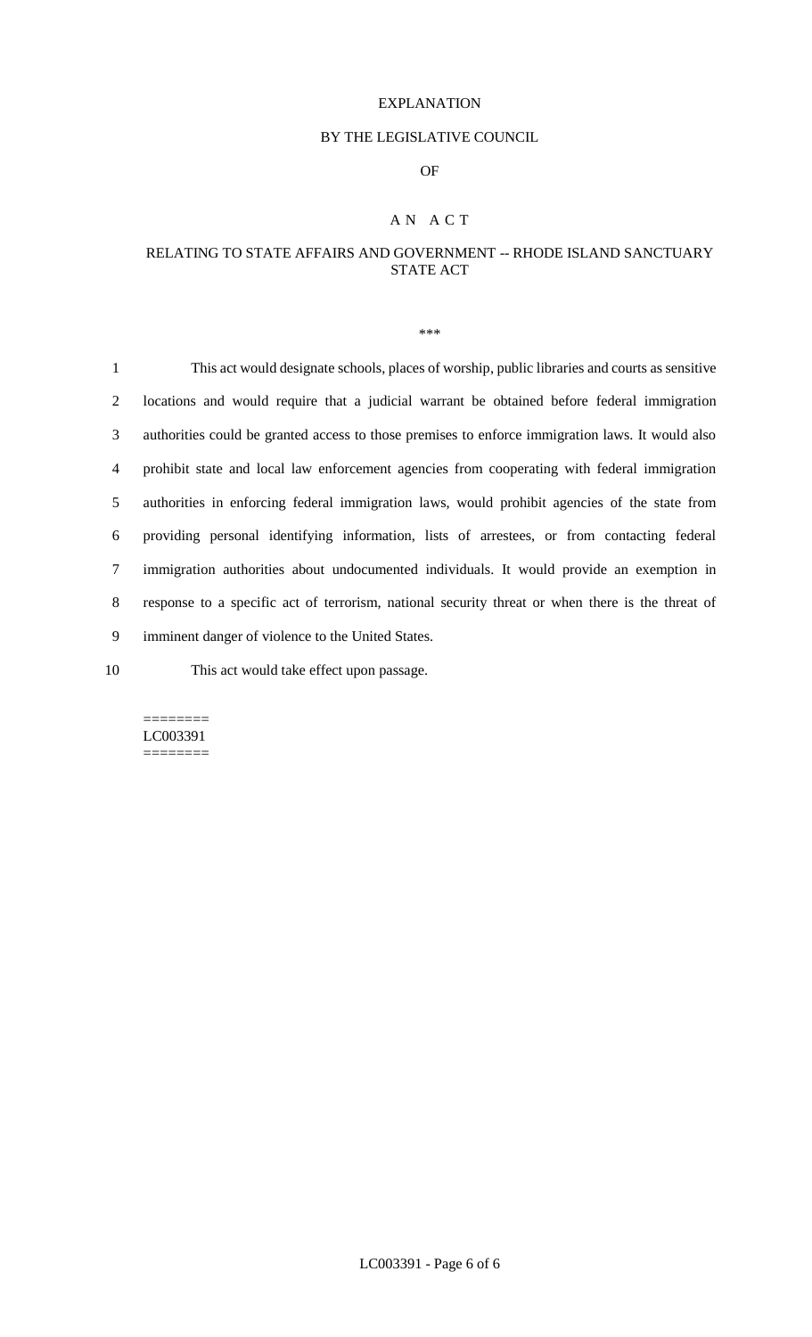EXPLANATION

BY THE LEGISLATIVE COUNCIL

OF

# A N A C T

## RELATING TO STATE AFFAIRS AND GOVERNMENT -- RHODE ISLAND SANCTUARY STATE ACT

\*\*\*

This act would designate schools, places of worship, public libraries and courts as sensitive locations and would require that a judicial warrant be obtained before federal immigration authorities could be granted access to those premises to enforce immigration laws. It would also prohibit state and local law enforcement agencies from cooperating with federal immigration authorities in enforcing federal immigration laws, would prohibit agencies of the state from providing personal identifying information, lists of arrestees, or from contacting federal immigration authorities about undocumented individuals. It would provide an exemption in response to a specific act of terrorism, national security threat or when there is the threat of imminent danger of violence to the United States.

This act would take effect upon passage.

========
LC003391
========